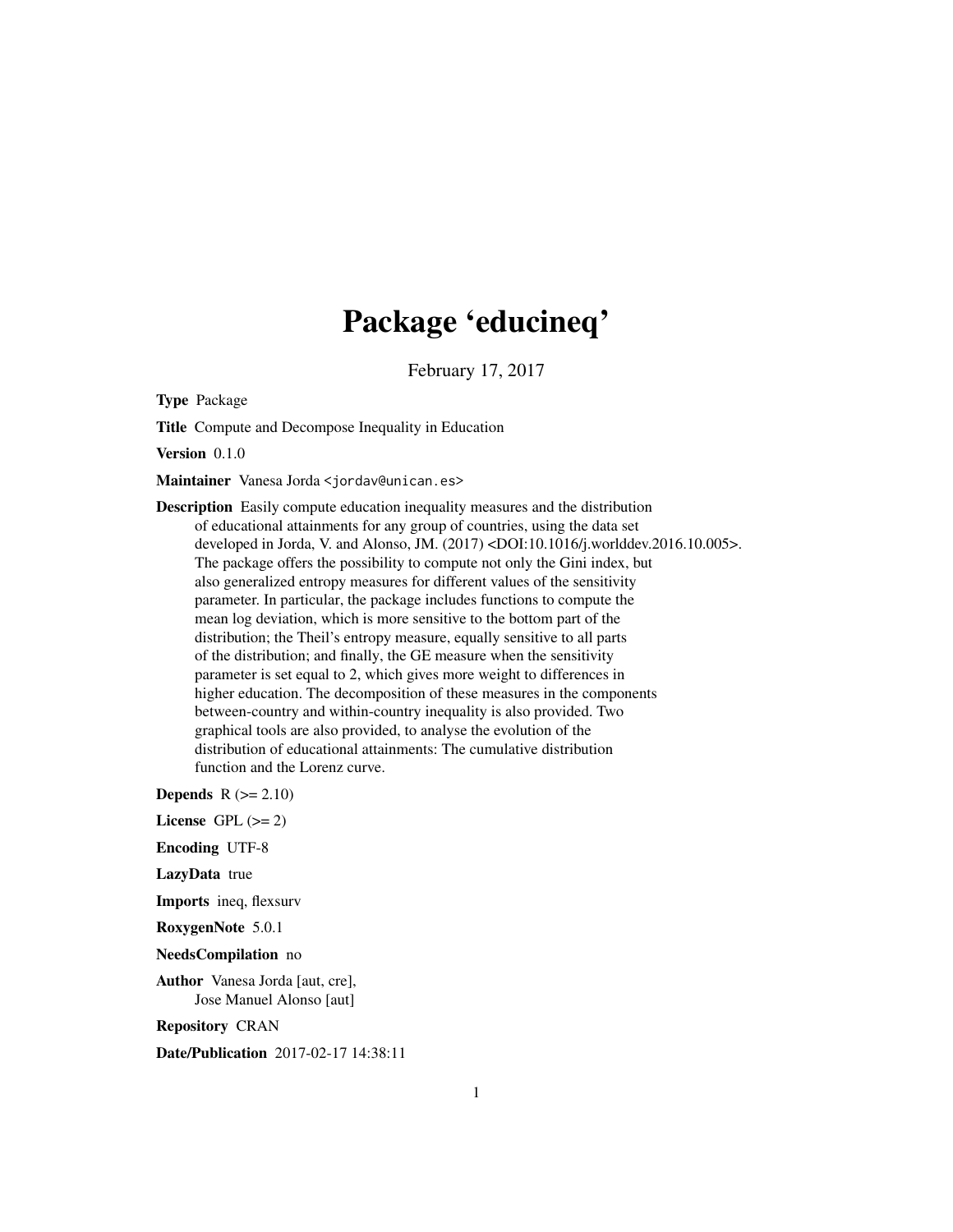# Package 'educineq'

February 17, 2017

**Type** Package

**Title** Compute and Decompose Inequality in Education

**Version** 0.1.0

**Maintainer** Vanesa Jorda <jordav@unican.es>

**Description** Easily compute education inequality measures and the distribution of educational attainments for any group of countries, using the data set developed in Jorda, V. and Alonso, JM. (2017) <DOI:10.1016/j.worlddev.2016.10.005>. The package offers the possibility to compute not only the Gini index, but also generalized entropy measures for different values of the sensitivity parameter. In particular, the package includes functions to compute the mean log deviation, which is more sensitive to the bottom part of the distribution; the Theil's entropy measure, equally sensitive to all parts of the distribution; and finally, the GE measure when the sensitivity parameter is set equal to 2, which gives more weight to differences in higher education. The decomposition of these measures in the components between-country and within-country inequality is also provided. Two graphical tools are also provided, to analyse the evolution of the distribution of educational attainments: The cumulative distribution function and the Lorenz curve.

**Depends** R (>= 2.10)

**License** GPL (>= 2)

**Encoding** UTF-8

**LazyData** true

**Imports** ineq, flexsurv

**RoxygenNote** 5.0.1

**NeedsCompilation** no

**Author** Vanesa Jorda [aut, cre], Jose Manuel Alonso [aut]

**Repository** CRAN

**Date/Publication** 2017-02-17 14:38:11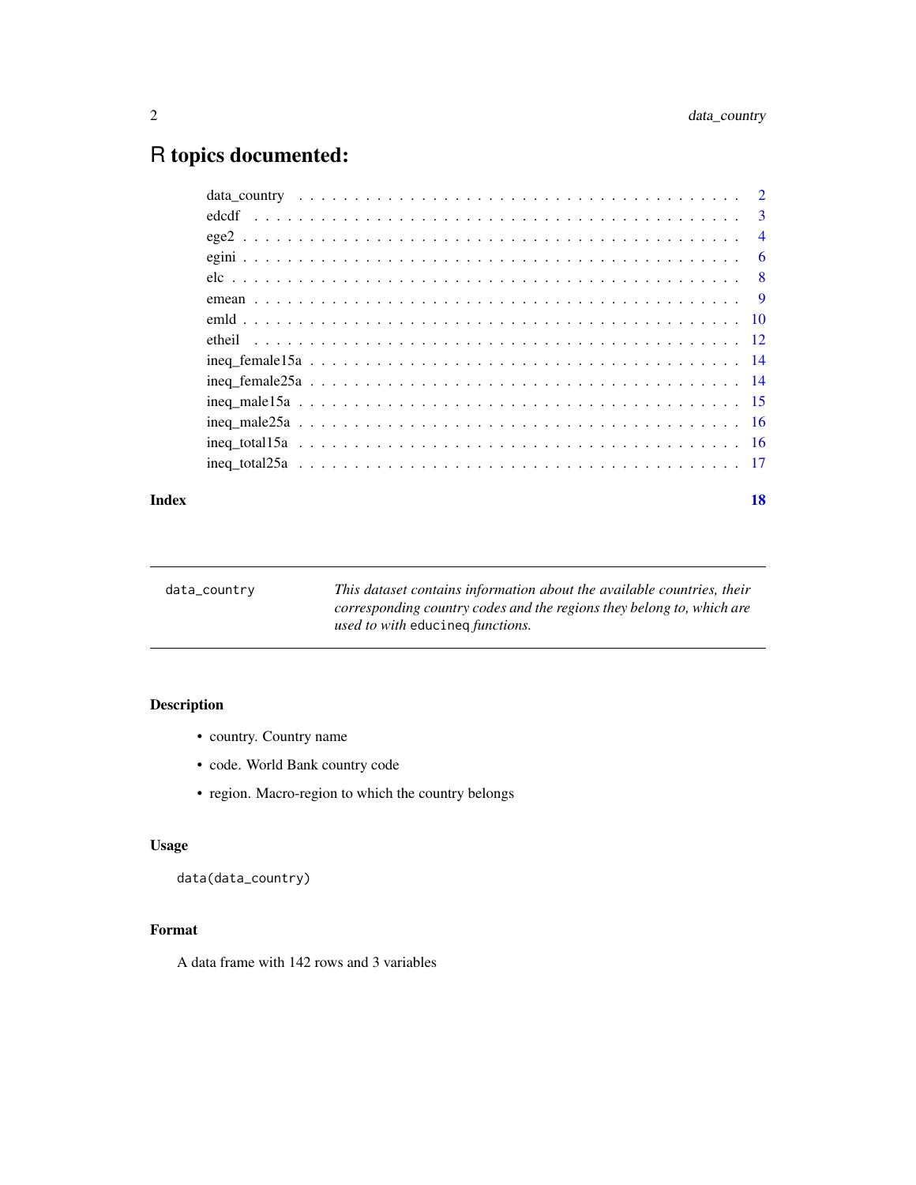# R topics documented:

| | |
|---|---|
| data_country | 2 |
| edcdf | 3 |
| ege2 | 4 |
| egini | 6 |
| elc | 8 |
| emean | 9 |
| emld | 10 |
| etheil | 12 |
| ineq_female15a | 14 |
| ineq_female25a | 14 |
| ineq_male15a | 15 |
| ineq_male25a | 16 |
| ineq_total15a | 16 |
| ineq_total25a | 17 |
| **Index** | **18** |

---

`data_country` *This dataset contains information about the available countries, their corresponding country codes and the regions they belong to, which are used to with* `educineq` *functions.*

---

## Description

- country. Country name
- code. World Bank country code
- region. Macro-region to which the country belongs

## Usage

```
data(data_country)
```

## Format

A data frame with 142 rows and 3 variables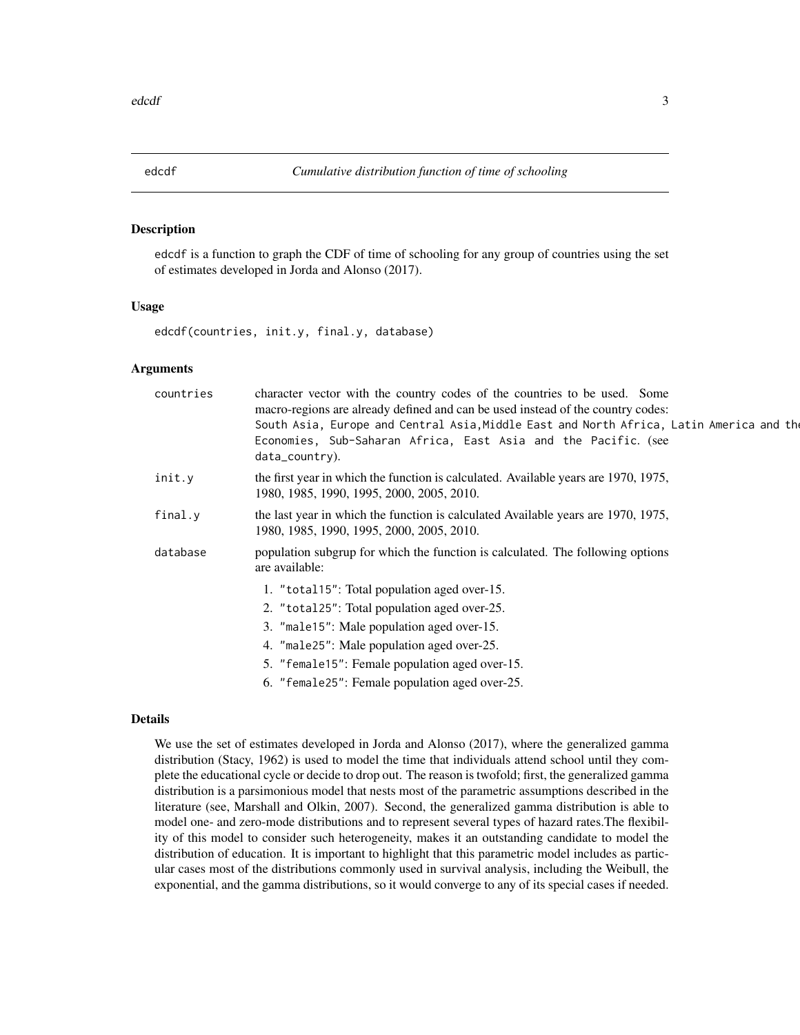# edcdf — *Cumulative distribution function of time of schooling*

## Description

edcdf is a function to graph the CDF of time of schooling for any group of countries using the set of estimates developed in Jorda and Alonso (2017).

## Usage

```
edcdf(countries, init.y, final.y, database)
```

## Arguments

| | |
|---|---|
| countries | character vector with the country codes of the countries to be used. Some macro-regions are already defined and can be used instead of the country codes: `South Asia, Europe and Central Asia,Middle East and North Africa, Latin America and the` `Economies, Sub-Saharan Africa, East Asia and the Pacific.` (see `data_country`). |
| init.y | the first year in which the function is calculated. Available years are 1970, 1975, 1980, 1985, 1990, 1995, 2000, 2005, 2010. |
| final.y | the last year in which the function is calculated Available years are 1970, 1975, 1980, 1985, 1990, 1995, 2000, 2005, 2010. |
| database | population subgrup for which the function is calculated. The following options are available: 1. `"total15"`: Total population aged over-15. 2. `"total25"`: Total population aged over-25. 3. `"male15"`: Male population aged over-15. 4. `"male25"`: Male population aged over-25. 5. `"female15"`: Female population aged over-15. 6. `"female25"`: Female population aged over-25. |

## Details

We use the set of estimates developed in Jorda and Alonso (2017), where the generalized gamma distribution (Stacy, 1962) is used to model the time that individuals attend school until they complete the educational cycle or decide to drop out. The reason is twofold; first, the generalized gamma distribution is a parsimonious model that nests most of the parametric assumptions described in the literature (see, Marshall and Olkin, 2007). Second, the generalized gamma distribution is able to model one- and zero-mode distributions and to represent several types of hazard rates.The flexibility of this model to consider such heterogeneity, makes it an outstanding candidate to model the distribution of education. It is important to highlight that this parametric model includes as particular cases most of the distributions commonly used in survival analysis, including the Weibull, the exponential, and the gamma distributions, so it would converge to any of its special cases if needed.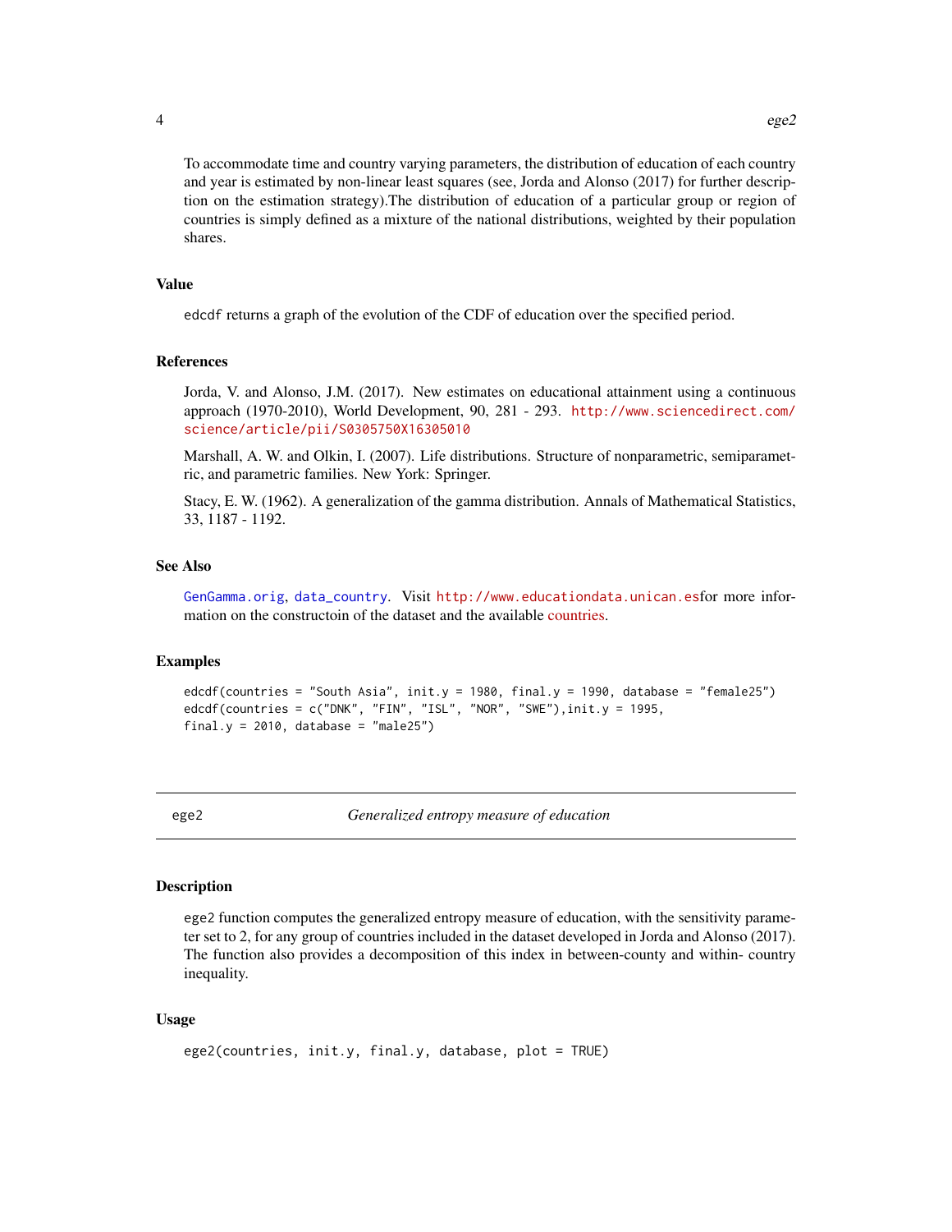To accommodate time and country varying parameters, the distribution of education of each country and year is estimated by non-linear least squares (see, Jorda and Alonso (2017) for further description on the estimation strategy).The distribution of education of a particular group or region of countries is simply defined as a mixture of the national distributions, weighted by their population shares.

### Value

edcdf returns a graph of the evolution of the CDF of education over the specified period.

### References

Jorda, V. and Alonso, J.M. (2017). New estimates on educational attainment using a continuous approach (1970-2010), World Development, 90, 281 - 293. http://www.sciencedirect.com/science/article/pii/S0305750X16305010

Marshall, A. W. and Olkin, I. (2007). Life distributions. Structure of nonparametric, semiparametric, and parametric families. New York: Springer.

Stacy, E. W. (1962). A generalization of the gamma distribution. Annals of Mathematical Statistics, 33, 1187 - 1192.

### See Also

GenGamma.orig, data_country. Visit http://www.educationdata.unican.esfor more information on the constructoin of the dataset and the available countries.

### Examples

```
edcdf(countries = "South Asia", init.y = 1980, final.y = 1990, database = "female25")
edcdf(countries = c("DNK", "FIN", "ISL", "NOR", "SWE"),init.y = 1995,
final.y = 2010, database = "male25")
```

---

## ege2 — *Generalized entropy measure of education*

---

### Description

ege2 function computes the generalized entropy measure of education, with the sensitivity parameter set to 2, for any group of countries included in the dataset developed in Jorda and Alonso (2017). The function also provides a decomposition of this index in between-county and within- country inequality.

### Usage

```
ege2(countries, init.y, final.y, database, plot = TRUE)
```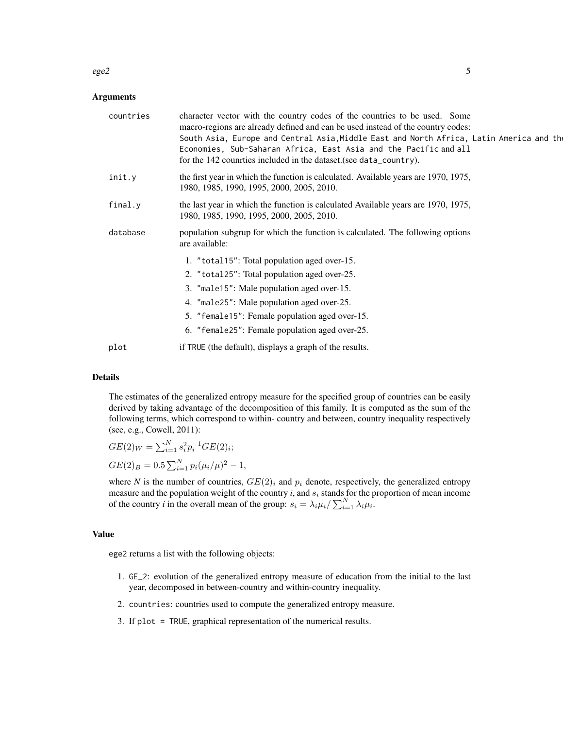## Arguments

| | |
|---|---|
| `countries` | character vector with the country codes of the countries to be used. Some macro-regions are already defined and can be used instead of the country codes: `South Asia`, `Europe and Central Asia`,`Middle East and North Africa`, `Latin America and the Economies`, `Sub-Saharan Africa`, `East Asia and the Pacific` and `all` for the 142 counrties included in the dataset.(see `data_country`). |
| `init.y` | the first year in which the function is calculated. Available years are 1970, 1975, 1980, 1985, 1990, 1995, 2000, 2005, 2010. |
| `final.y` | the last year in which the function is calculated Available years are 1970, 1975, 1980, 1985, 1990, 1995, 2000, 2005, 2010. |
| `database` | population subgrup for which the function is calculated. The following options are available: 1. `"total15"`: Total population aged over-15. 2. `"total25"`: Total population aged over-25. 3. `"male15"`: Male population aged over-15. 4. `"male25"`: Male population aged over-25. 5. `"female15"`: Female population aged over-15. 6. `"female25"`: Female population aged over-25. |
| `plot` | if `TRUE` (the default), displays a graph of the results. |

## Details

The estimates of the generalized entropy measure for the specified group of countries can be easily derived by taking advantage of the decomposition of this family. It is computed as the sum of the following terms, which correspond to within- country and between, country inequality respectively (see, e.g., Cowell, 2011):

$GE(2)_W = \sum_{i=1}^{N} s_i^2 p_i^{-1} GE(2)_i;$

$GE(2)_B = 0.5 \sum_{i=1}^{N} p_i(\mu_i/\mu)^2 - 1,$

where *N* is the number of countries, $GE(2)_i$ and $p_i$ denote, respectively, the generalized entropy measure and the population weight of the country *i*, and $s_i$ stands for the proportion of mean income of the country *i* in the overall mean of the group: $s_i = \lambda_i \mu_i / \sum_{i=1}^{N} \lambda_i \mu_i$.

## Value

ege2 returns a list with the following objects:

1. `GE_2`: evolution of the generalized entropy measure of education from the initial to the last year, decomposed in between-country and within-country inequality.
2. `countries`: countries used to compute the generalized entropy measure.
3. If `plot = TRUE`, graphical representation of the numerical results.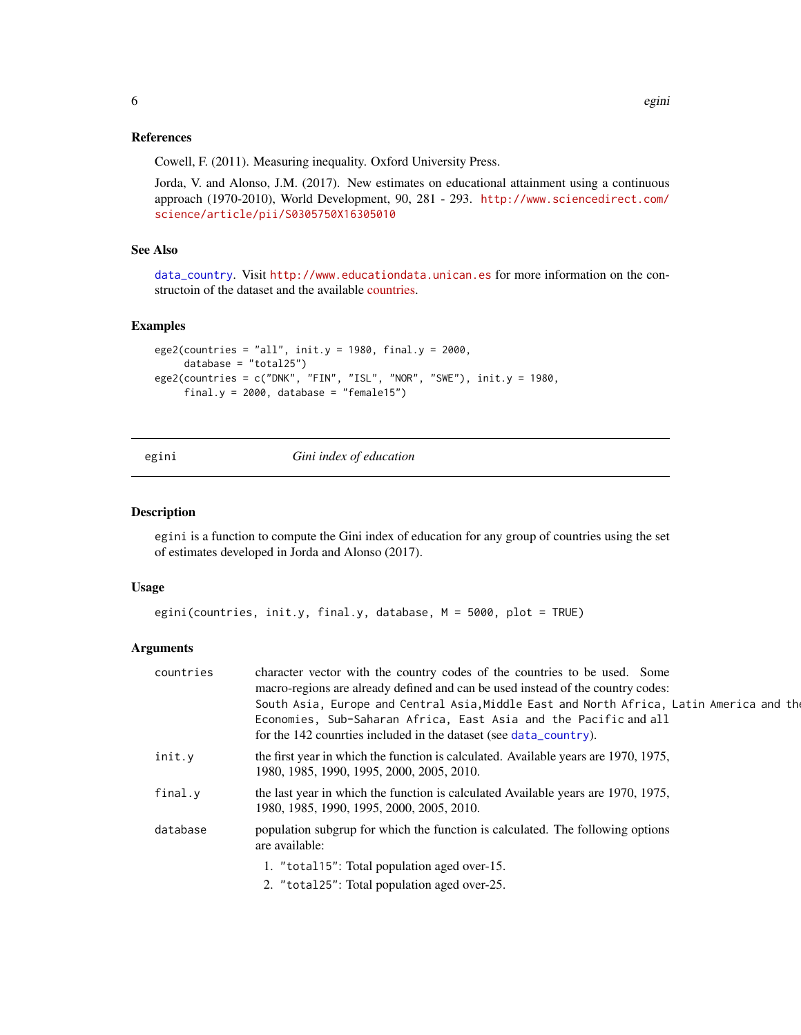### References

Cowell, F. (2011). Measuring inequality. Oxford University Press.

Jorda, V. and Alonso, J.M. (2017). New estimates on educational attainment using a continuous approach (1970-2010), World Development, 90, 281 - 293. http://www.sciencedirect.com/science/article/pii/S0305750X16305010

### See Also

data_country. Visit http://www.educationdata.unican.es for more information on the constructoin of the dataset and the available countries.

### Examples

```
ege2(countries = "all", init.y = 1980, final.y = 2000,
     database = "total25")
ege2(countries = c("DNK", "FIN", "ISL", "NOR", "SWE"), init.y = 1980,
     final.y = 2000, database = "female15")
```

---

## egini *Gini index of education*

### Description

egini is a function to compute the Gini index of education for any group of countries using the set of estimates developed in Jorda and Alonso (2017).

### Usage

```
egini(countries, init.y, final.y, database, M = 5000, plot = TRUE)
```

### Arguments

| | |
|---|---|
| countries | character vector with the country codes of the countries to be used. Some macro-regions are already defined and can be used instead of the country codes: `South Asia, Europe and Central Asia, Middle East and North Africa, Latin America and the` `Economies, Sub-Saharan Africa, East Asia and the Pacific` and `all` for the 142 counrties included in the dataset (see data_country). |
| init.y | the first year in which the function is calculated. Available years are 1970, 1975, 1980, 1985, 1990, 1995, 2000, 2005, 2010. |
| final.y | the last year in which the function is calculated Available years are 1970, 1975, 1980, 1985, 1990, 1995, 2000, 2005, 2010. |
| database | population subgrup for which the function is calculated. The following options are available:<br>1. "total15": Total population aged over-15.<br>2. "total25": Total population aged over-25. |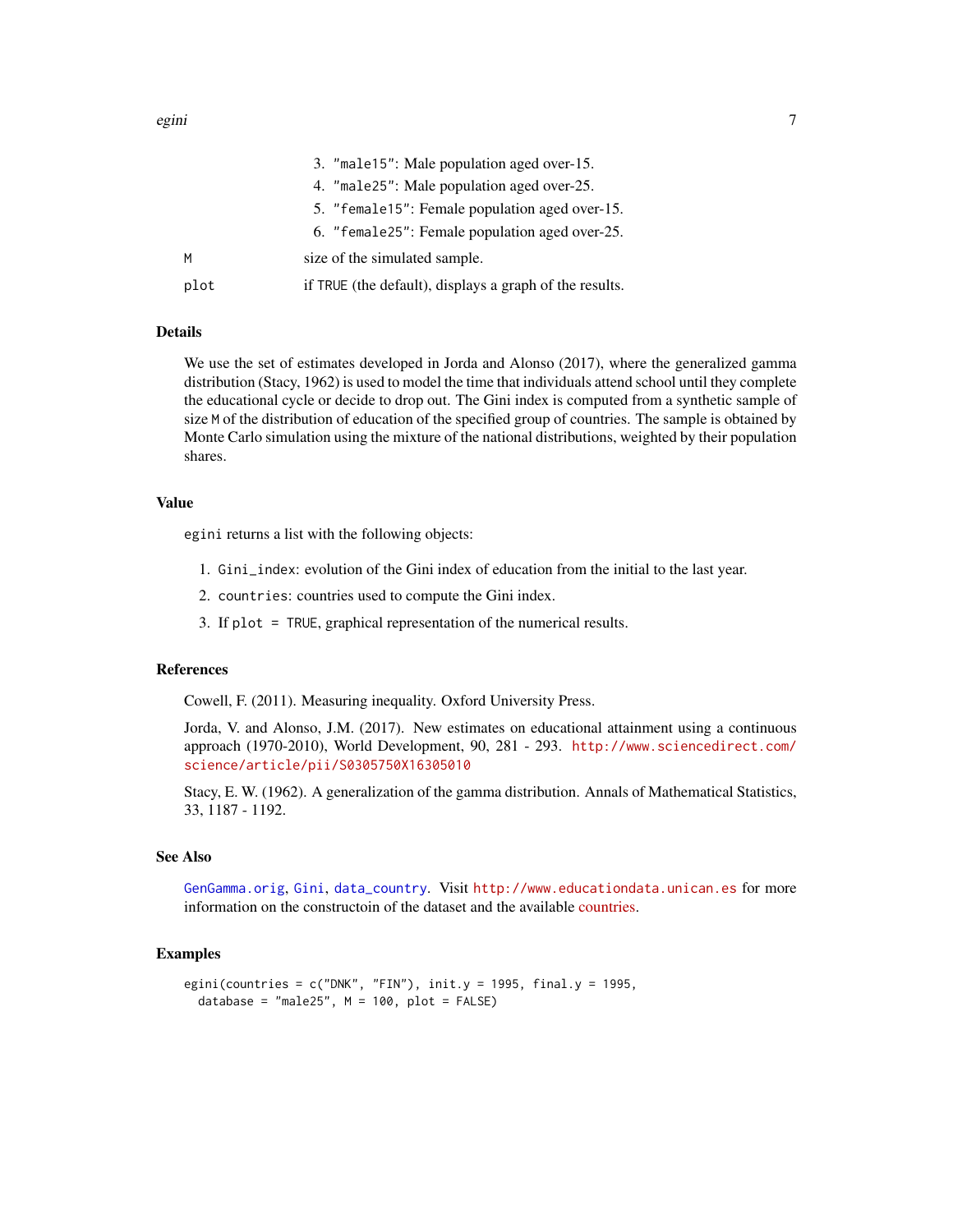3. "male15": Male population aged over-15.
4. "male25": Male population aged over-25.
5. "female15": Female population aged over-15.
6. "female25": Female population aged over-25.

| | |
|---|---|
| M | size of the simulated sample. |
| plot | if TRUE (the default), displays a graph of the results. |

### Details

We use the set of estimates developed in Jorda and Alonso (2017), where the generalized gamma distribution (Stacy, 1962) is used to model the time that individuals attend school until they complete the educational cycle or decide to drop out. The Gini index is computed from a synthetic sample of size M of the distribution of education of the specified group of countries. The sample is obtained by Monte Carlo simulation using the mixture of the national distributions, weighted by their population shares.

### Value

egini returns a list with the following objects:

1. Gini_index: evolution of the Gini index of education from the initial to the last year.
2. countries: countries used to compute the Gini index.
3. If plot = TRUE, graphical representation of the numerical results.

### References

Cowell, F. (2011). Measuring inequality. Oxford University Press.

Jorda, V. and Alonso, J.M. (2017). New estimates on educational attainment using a continuous approach (1970-2010), World Development, 90, 281 - 293. http://www.sciencedirect.com/science/article/pii/S0305750X16305010

Stacy, E. W. (1962). A generalization of the gamma distribution. Annals of Mathematical Statistics, 33, 1187 - 1192.

### See Also

GenGamma.orig, Gini, data_country. Visit http://www.educationdata.unican.es for more information on the constructoin of the dataset and the available countries.

### Examples

```
egini(countries = c("DNK", "FIN"), init.y = 1995, final.y = 1995,
  database = "male25", M = 100, plot = FALSE)
```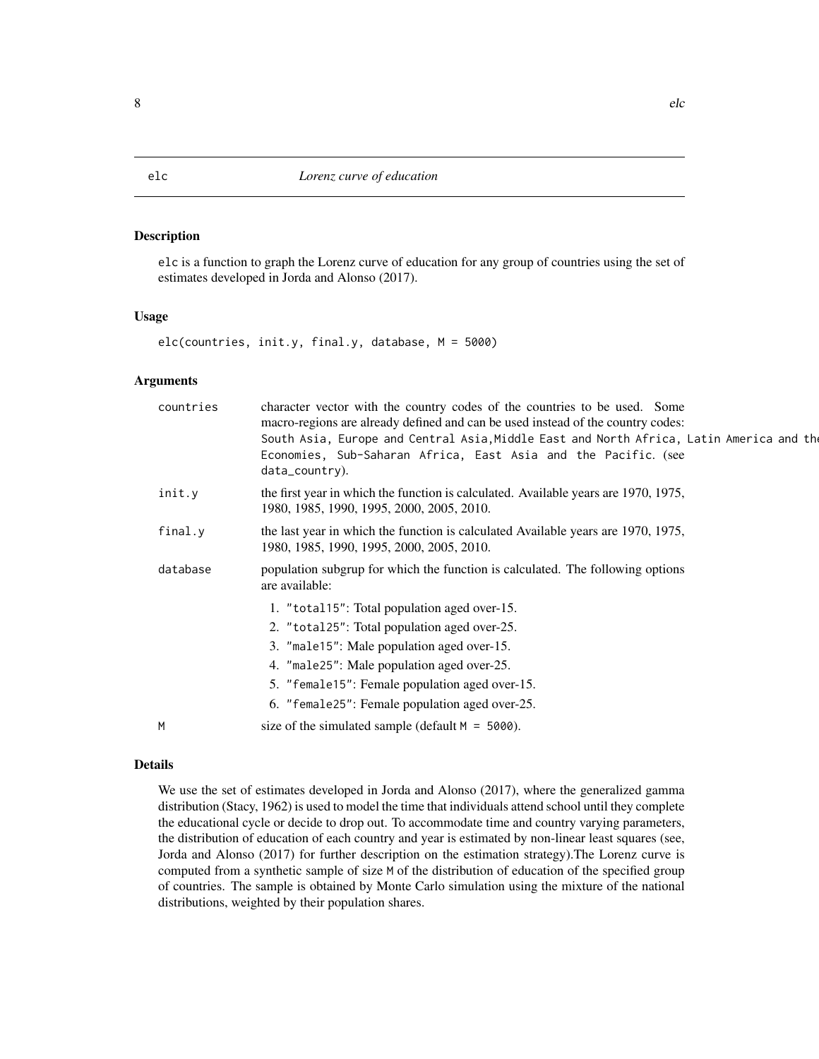# elc — *Lorenz curve of education*

## Description

elc is a function to graph the Lorenz curve of education for any group of countries using the set of estimates developed in Jorda and Alonso (2017).

## Usage

```
elc(countries, init.y, final.y, database, M = 5000)
```

## Arguments

| Argument | Description |
|---|---|
| countries | character vector with the country codes of the countries to be used. Some macro-regions are already defined and can be used instead of the country codes: `South Asia, Europe and Central Asia,Middle East and North Africa, Latin America and the Economies, Sub-Saharan Africa, East Asia and the Pacific.` (see `data_country`). |
| init.y | the first year in which the function is calculated. Available years are 1970, 1975, 1980, 1985, 1990, 1995, 2000, 2005, 2010. |
| final.y | the last year in which the function is calculated Available years are 1970, 1975, 1980, 1985, 1990, 1995, 2000, 2005, 2010. |
| database | population subgrup for which the function is calculated. The following options are available: 1. `"total15"`: Total population aged over-15. 2. `"total25"`: Total population aged over-25. 3. `"male15"`: Male population aged over-15. 4. `"male25"`: Male population aged over-25. 5. `"female15"`: Female population aged over-15. 6. `"female25"`: Female population aged over-25. |
| M | size of the simulated sample (default `M = 5000`). |

## Details

We use the set of estimates developed in Jorda and Alonso (2017), where the generalized gamma distribution (Stacy, 1962) is used to model the time that individuals attend school until they complete the educational cycle or decide to drop out. To accommodate time and country varying parameters, the distribution of education of each country and year is estimated by non-linear least squares (see, Jorda and Alonso (2017) for further description on the estimation strategy).The Lorenz curve is computed from a synthetic sample of size M of the distribution of education of the specified group of countries. The sample is obtained by Monte Carlo simulation using the mixture of the national distributions, weighted by their population shares.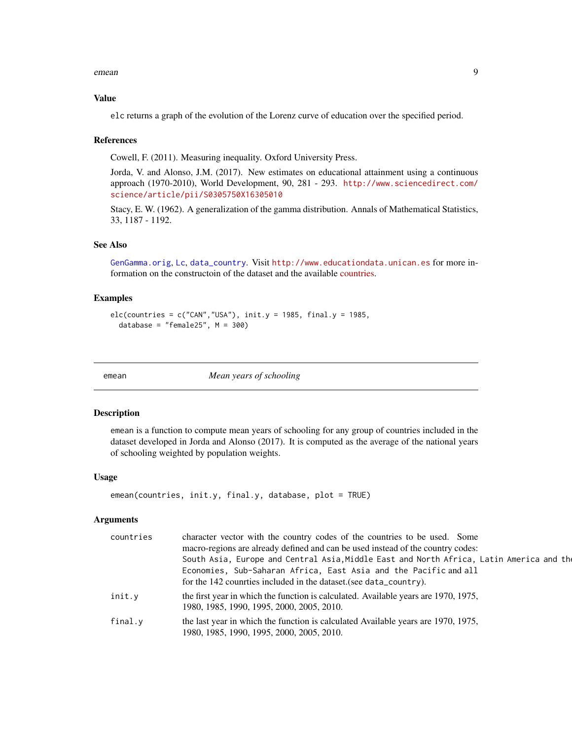### Value

`elc` returns a graph of the evolution of the Lorenz curve of education over the specified period.

### References

Cowell, F. (2011). Measuring inequality. Oxford University Press.

Jorda, V. and Alonso, J.M. (2017). New estimates on educational attainment using a continuous approach (1970-2010), World Development, 90, 281 - 293. http://www.sciencedirect.com/science/article/pii/S0305750X16305010

Stacy, E. W. (1962). A generalization of the gamma distribution. Annals of Mathematical Statistics, 33, 1187 - 1192.

### See Also

`GenGamma.orig`, `Lc`, `data_country`. Visit http://www.educationdata.unican.es for more information on the constructoin of the dataset and the available countries.

### Examples

```
elc(countries = c("CAN","USA"), init.y = 1985, final.y = 1985,
  database = "female25", M = 300)
```

---

## emean — *Mean years of schooling*

### Description

`emean` is a function to compute mean years of schooling for any group of countries included in the dataset developed in Jorda and Alonso (2017). It is computed as the average of the national years of schooling weighted by population weights.

### Usage

```
emean(countries, init.y, final.y, database, plot = TRUE)
```

### Arguments

| | |
|---|---|
| `countries` | character vector with the country codes of the countries to be used. Some macro-regions are already defined and can be used instead of the country codes: `South Asia`, `Europe and Central Asia`, `Middle East and North Africa`, `Latin America and the` `Economies`, `Sub-Saharan Africa`, `East Asia and the Pacific` and `all` for the 142 counrties included in the dataset.(see `data_country`). |
| `init.y` | the first year in which the function is calculated. Available years are 1970, 1975, 1980, 1985, 1990, 1995, 2000, 2005, 2010. |
| `final.y` | the last year in which the function is calculated Available years are 1970, 1975, 1980, 1985, 1990, 1995, 2000, 2005, 2010. |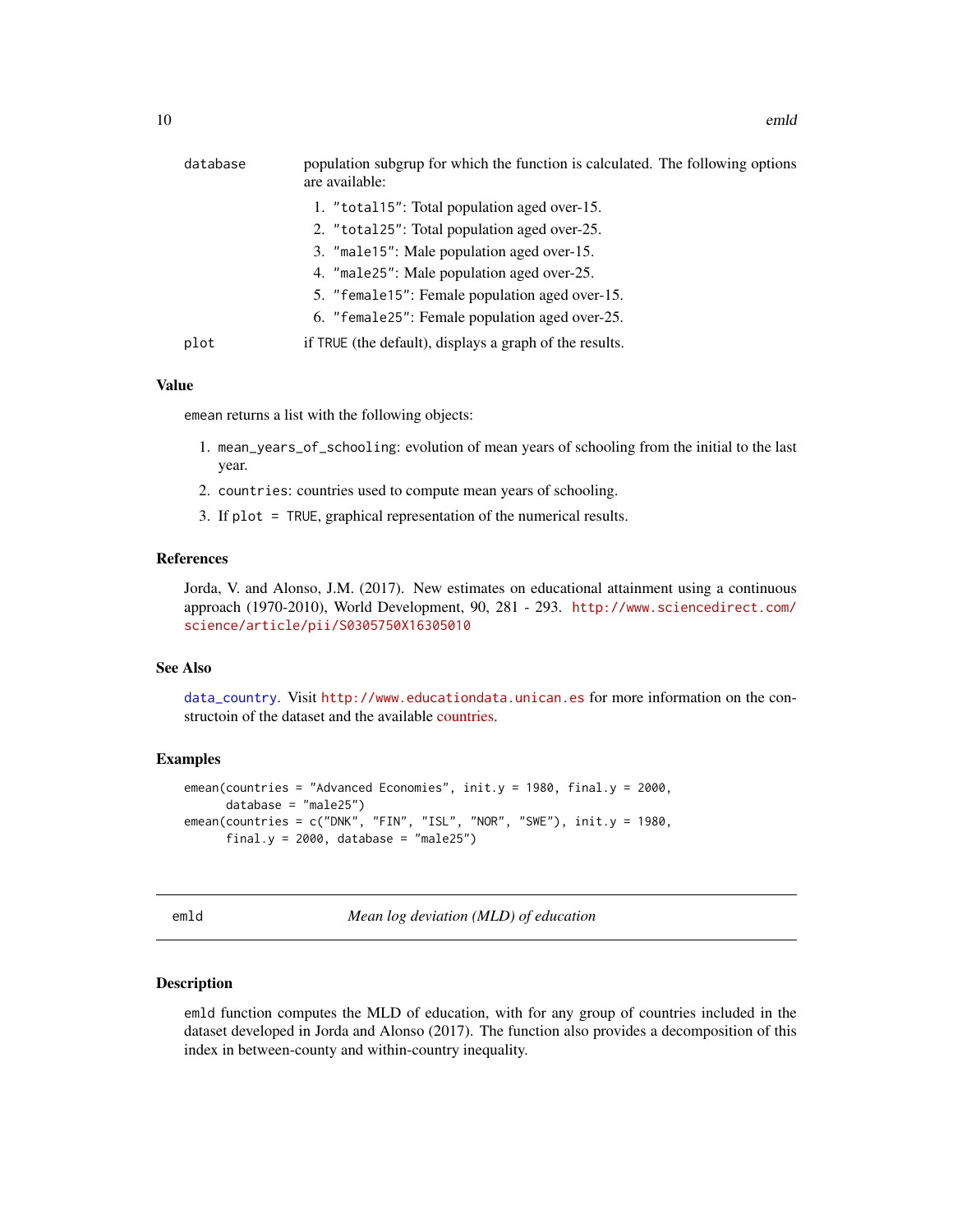database population subgrup for which the function is calculated. The following options are available:

1. "total15": Total population aged over-15.
2. "total25": Total population aged over-25.
3. "male15": Male population aged over-15.
4. "male25": Male population aged over-25.
5. "female15": Female population aged over-15.
6. "female25": Female population aged over-25.

plot if TRUE (the default), displays a graph of the results.

### Value

emean returns a list with the following objects:

1. mean_years_of_schooling: evolution of mean years of schooling from the initial to the last year.
2. countries: countries used to compute mean years of schooling.
3. If plot = TRUE, graphical representation of the numerical results.

### References

Jorda, V. and Alonso, J.M. (2017). New estimates on educational attainment using a continuous approach (1970-2010), World Development, 90, 281 - 293. http://www.sciencedirect.com/science/article/pii/S0305750X16305010

### See Also

data_country. Visit http://www.educationdata.unican.es for more information on the constructoin of the dataset and the available countries.

### Examples

```
emean(countries = "Advanced Economies", init.y = 1980, final.y = 2000,
      database = "male25")
emean(countries = c("DNK", "FIN", "ISL", "NOR", "SWE"), init.y = 1980,
      final.y = 2000, database = "male25")
```

## emld *Mean log deviation (MLD) of education*

### Description

emld function computes the MLD of education, with for any group of countries included in the dataset developed in Jorda and Alonso (2017). The function also provides a decomposition of this index in between-county and within-country inequality.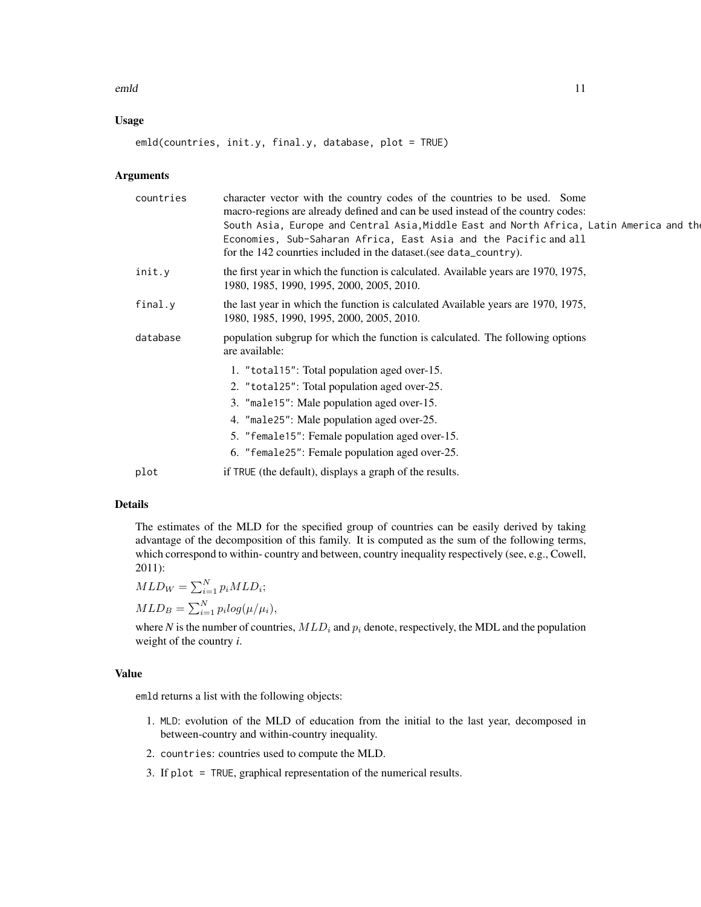### Usage

```
emld(countries, init.y, final.y, database, plot = TRUE)
```

### Arguments

| | |
|---|---|
| `countries` | character vector with the country codes of the countries to be used. Some macro-regions are already defined and can be used instead of the country codes: `South Asia`, `Europe and Central Asia`, `Middle East and North Africa`, `Latin America and the Economies`, `Sub-Saharan Africa`, `East Asia and the Pacific` and `all` for the 142 counrties included in the dataset.(see `data_country`). |
| `init.y` | the first year in which the function is calculated. Available years are 1970, 1975, 1980, 1985, 1990, 1995, 2000, 2005, 2010. |
| `final.y` | the last year in which the function is calculated Available years are 1970, 1975, 1980, 1985, 1990, 1995, 2000, 2005, 2010. |
| `database` | population subgrup for which the function is calculated. The following options are available: 1. `"total15"`: Total population aged over-15. 2. `"total25"`: Total population aged over-25. 3. `"male15"`: Male population aged over-15. 4. `"male25"`: Male population aged over-25. 5. `"female15"`: Female population aged over-15. 6. `"female25"`: Female population aged over-25. |
| `plot` | if `TRUE` (the default), displays a graph of the results. |

### Details

The estimates of the MLD for the specified group of countries can be easily derived by taking advantage of the decomposition of this family. It is computed as the sum of the following terms, which correspond to within- country and between, country inequality respectively (see, e.g., Cowell, 2011):

$MLD_W = \sum_{i=1}^{N} p_i MLD_i$;

$MLD_B = \sum_{i=1}^{N} p_i log(\mu/\mu_i)$,

where *N* is the number of countries, $MLD_i$ and $p_i$ denote, respectively, the MDL and the population weight of the country *i*.

### Value

`emld` returns a list with the following objects:

1. `MLD`: evolution of the MLD of education from the initial to the last year, decomposed in between-country and within-country inequality.
2. `countries`: countries used to compute the MLD.
3. If `plot = TRUE`, graphical representation of the numerical results.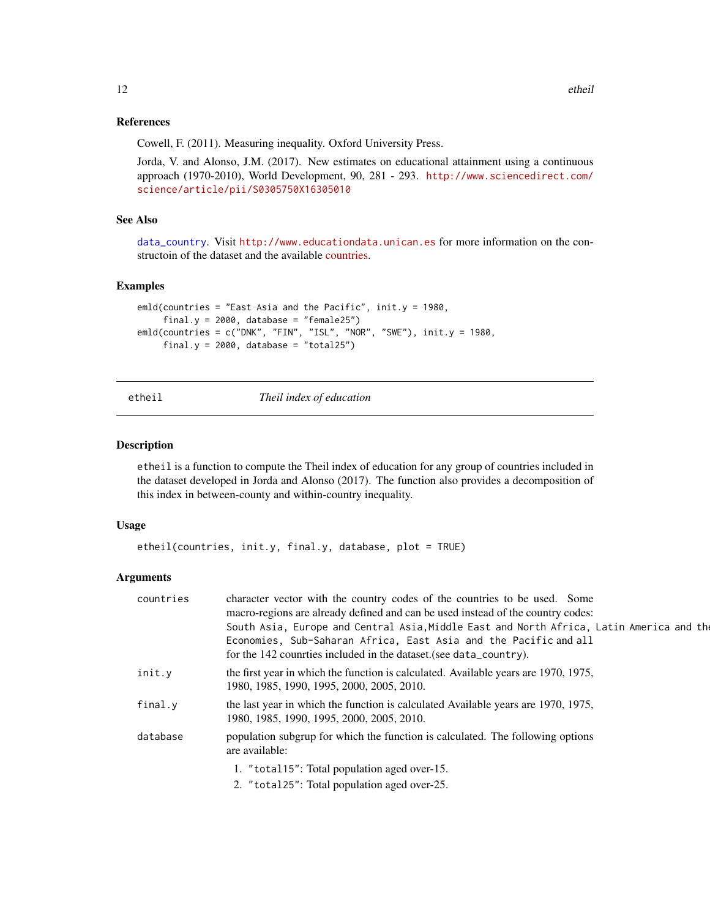### References

Cowell, F. (2011). Measuring inequality. Oxford University Press.

Jorda, V. and Alonso, J.M. (2017). New estimates on educational attainment using a continuous approach (1970-2010), World Development, 90, 281 - 293. http://www.sciencedirect.com/science/article/pii/S0305750X16305010

### See Also

data_country. Visit http://www.educationdata.unican.es for more information on the constructoin of the dataset and the available countries.

### Examples

```
emld(countries = "East Asia and the Pacific", init.y = 1980,
     final.y = 2000, database = "female25")
emld(countries = c("DNK", "FIN", "ISL", "NOR", "SWE"), init.y = 1980,
     final.y = 2000, database = "total25")
```

---

## etheil — *Theil index of education*

### Description

etheil is a function to compute the Theil index of education for any group of countries included in the dataset developed in Jorda and Alonso (2017). The function also provides a decomposition of this index in between-county and within-country inequality.

### Usage

```
etheil(countries, init.y, final.y, database, plot = TRUE)
```

### Arguments

| | |
|---|---|
| countries | character vector with the country codes of the countries to be used. Some macro-regions are already defined and can be used instead of the country codes: South Asia, Europe and Central Asia, Middle East and North Africa, Latin America and the Economies, Sub-Saharan Africa, East Asia and the Pacific and all for the 142 counrties included in the dataset.(see data_country). |
| init.y | the first year in which the function is calculated. Available years are 1970, 1975, 1980, 1985, 1990, 1995, 2000, 2005, 2010. |
| final.y | the last year in which the function is calculated Available years are 1970, 1975, 1980, 1985, 1990, 1995, 2000, 2005, 2010. |
| database | population subgrup for which the function is calculated. The following options are available: 1. "total15": Total population aged over-15. 2. "total25": Total population aged over-25. |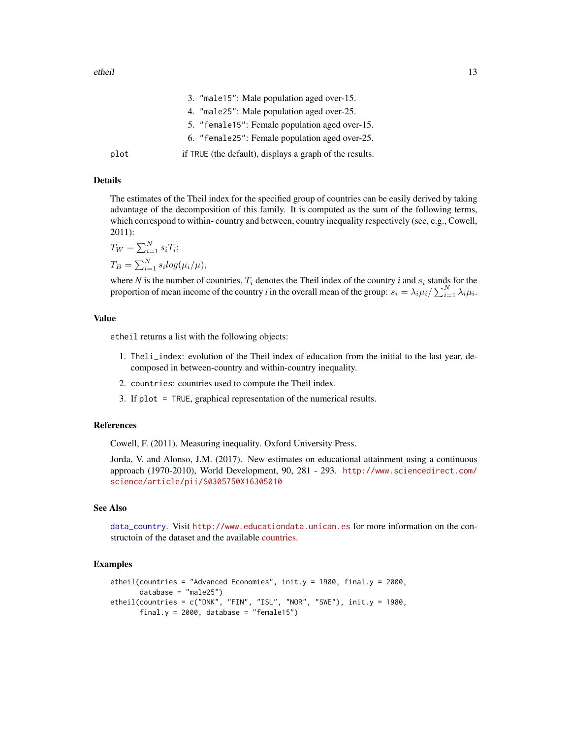3. "male15": Male population aged over-15.
4. "male25": Male population aged over-25.
5. "female15": Female population aged over-15.
6. "female25": Female population aged over-25.

plot — if TRUE (the default), displays a graph of the results.

### Details

The estimates of the Theil index for the specified group of countries can be easily derived by taking advantage of the decomposition of this family. It is computed as the sum of the following terms, which correspond to within- country and between, country inequality respectively (see, e.g., Cowell, 2011):

$T_W = \sum_{i=1}^{N} s_i T_i$;

$T_B = \sum_{i=1}^{N} s_i log(\mu_i/\mu)$,

where *N* is the number of countries, $T_i$ denotes the Theil index of the country *i* and $s_i$ stands for the proportion of mean income of the country *i* in the overall mean of the group: $s_i = \lambda_i \mu_i / \sum_{i=1}^{N} \lambda_i \mu_i$.

### Value

etheil returns a list with the following objects:

1. Theli_index: evolution of the Theil index of education from the initial to the last year, decomposed in between-country and within-country inequality.
2. countries: countries used to compute the Theil index.
3. If plot = TRUE, graphical representation of the numerical results.

### References

Cowell, F. (2011). Measuring inequality. Oxford University Press.

Jorda, V. and Alonso, J.M. (2017). New estimates on educational attainment using a continuous approach (1970-2010), World Development, 90, 281 - 293. http://www.sciencedirect.com/science/article/pii/S0305750X16305010

### See Also

data_country. Visit http://www.educationdata.unican.es for more information on the constructoin of the dataset and the available countries.

### Examples

```
etheil(countries = "Advanced Economies", init.y = 1980, final.y = 2000,
       database = "male25")
etheil(countries = c("DNK", "FIN", "ISL", "NOR", "SWE"), init.y = 1980,
       final.y = 2000, database = "female15")
```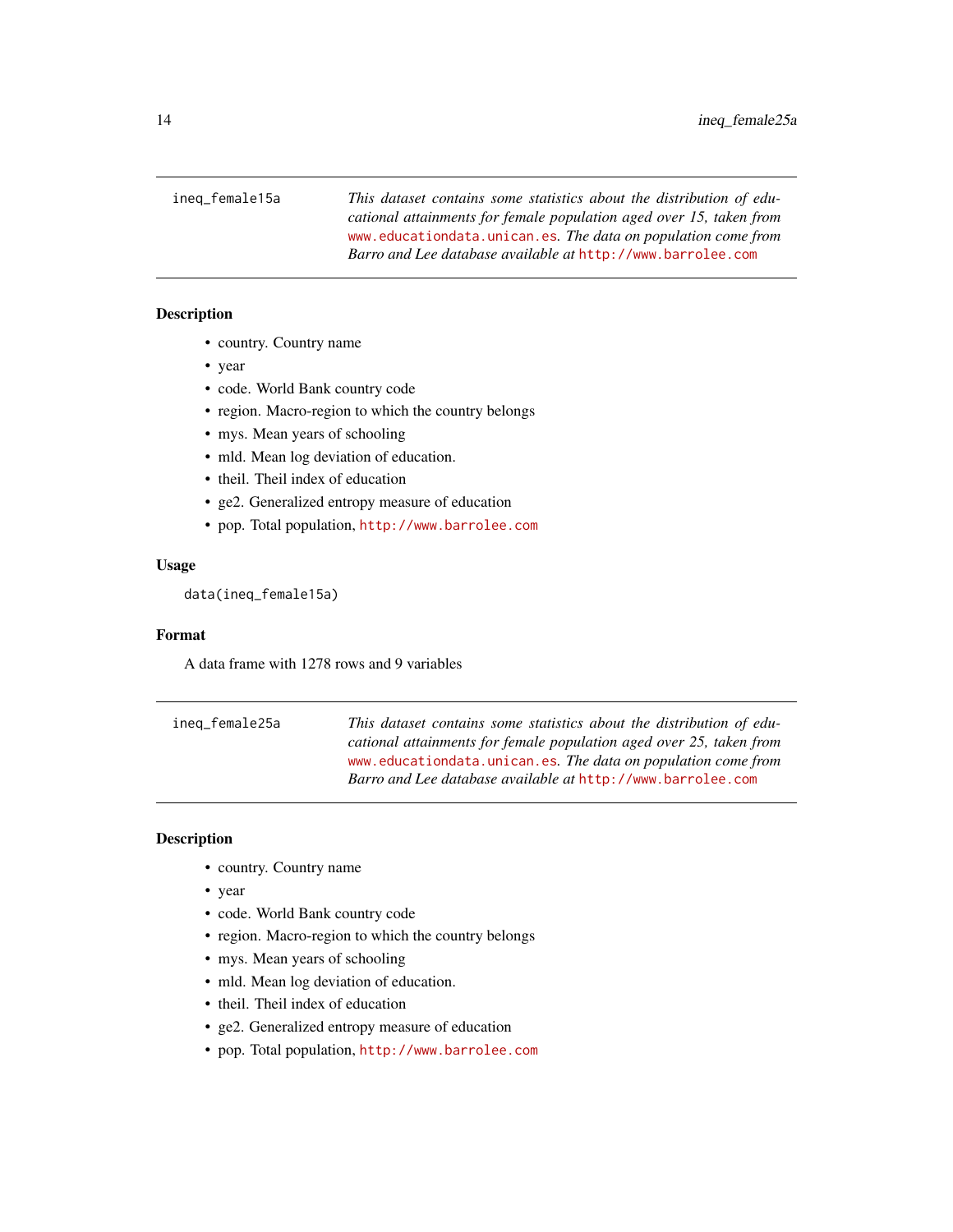## ineq_female15a

*This dataset contains some statistics about the distribution of educational attainments for female population aged over 15, taken from www.educationdata.unican.es. The data on population come from Barro and Lee database available at http://www.barrolee.com*

### Description

- country. Country name
- year
- code. World Bank country code
- region. Macro-region to which the country belongs
- mys. Mean years of schooling
- mld. Mean log deviation of education.
- theil. Theil index of education
- ge2. Generalized entropy measure of education
- pop. Total population, http://www.barrolee.com

### Usage

```
data(ineq_female15a)
```

### Format

A data frame with 1278 rows and 9 variables

## ineq_female25a

*This dataset contains some statistics about the distribution of educational attainments for female population aged over 25, taken from www.educationdata.unican.es. The data on population come from Barro and Lee database available at http://www.barrolee.com*

### Description

- country. Country name
- year
- code. World Bank country code
- region. Macro-region to which the country belongs
- mys. Mean years of schooling
- mld. Mean log deviation of education.
- theil. Theil index of education
- ge2. Generalized entropy measure of education
- pop. Total population, http://www.barrolee.com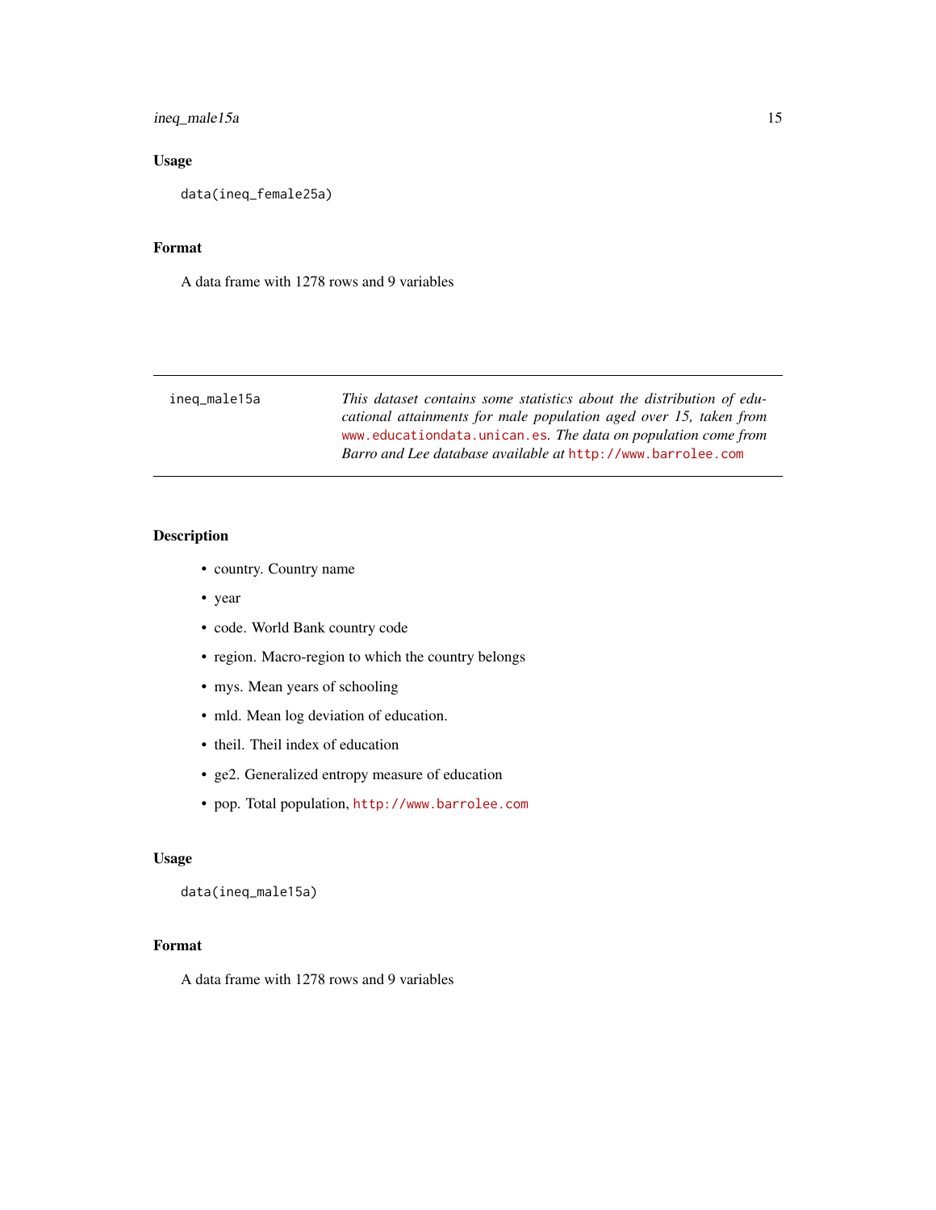### Usage

```
data(ineq_female25a)
```

### Format

A data frame with 1278 rows and 9 variables

---

## ineq_male15a

*This dataset contains some statistics about the distribution of educational attainments for male population aged over 15, taken from* www.educationdata.unican.es*. The data on population come from Barro and Lee database available at* http://www.barrolee.com

---

### Description

- country. Country name
- year
- code. World Bank country code
- region. Macro-region to which the country belongs
- mys. Mean years of schooling
- mld. Mean log deviation of education.
- theil. Theil index of education
- ge2. Generalized entropy measure of education
- pop. Total population, http://www.barrolee.com

### Usage

```
data(ineq_male15a)
```

### Format

A data frame with 1278 rows and 9 variables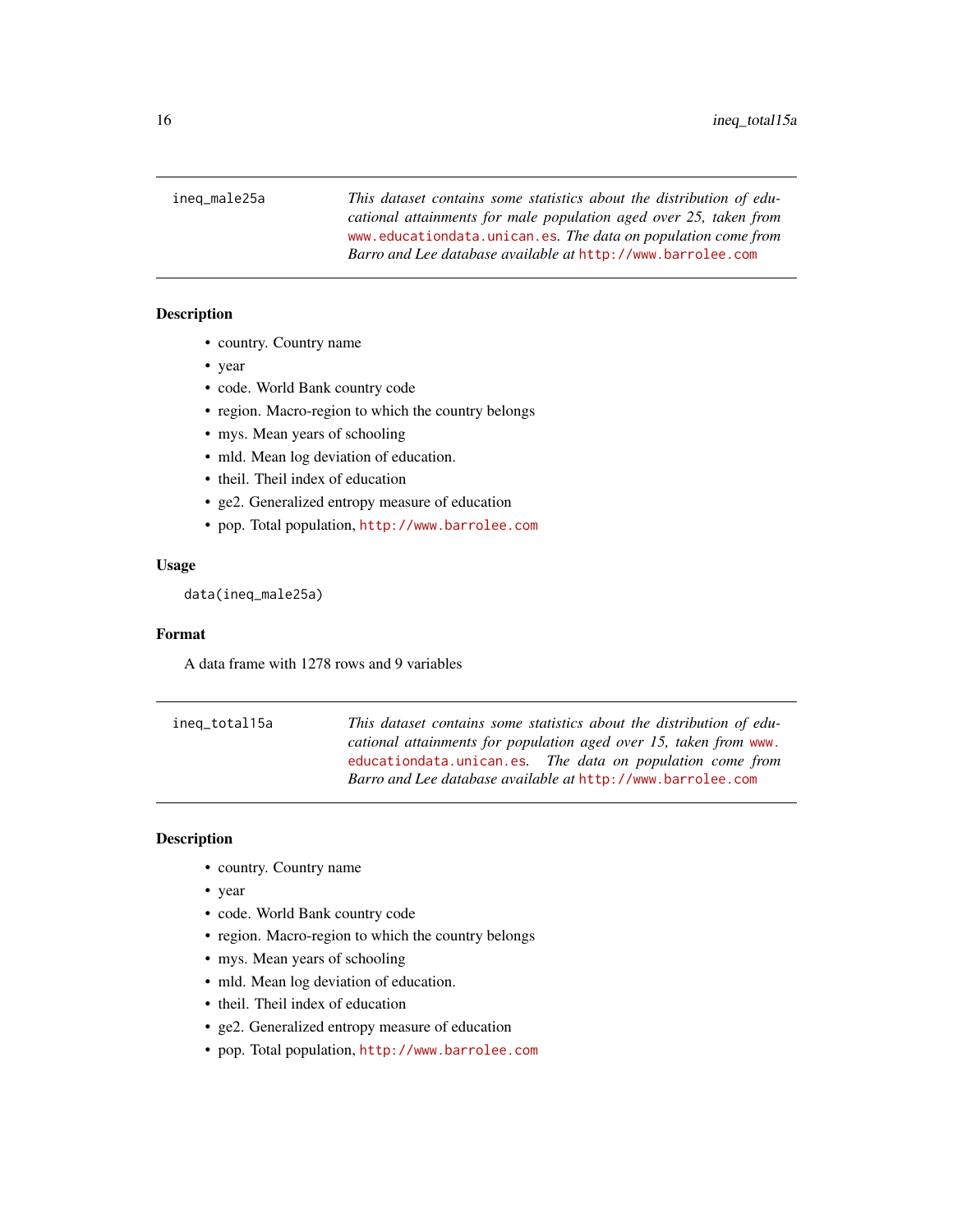## ineq_male25a

*This dataset contains some statistics about the distribution of educational attainments for male population aged over 25, taken from www.educationdata.unican.es. The data on population come from Barro and Lee database available at http://www.barrolee.com*

### Description

- country. Country name
- year
- code. World Bank country code
- region. Macro-region to which the country belongs
- mys. Mean years of schooling
- mld. Mean log deviation of education.
- theil. Theil index of education
- ge2. Generalized entropy measure of education
- pop. Total population, http://www.barrolee.com

### Usage

```
data(ineq_male25a)
```

### Format

A data frame with 1278 rows and 9 variables

## ineq_total15a

*This dataset contains some statistics about the distribution of educational attainments for population aged over 15, taken from www.educationdata.unican.es. The data on population come from Barro and Lee database available at http://www.barrolee.com*

### Description

- country. Country name
- year
- code. World Bank country code
- region. Macro-region to which the country belongs
- mys. Mean years of schooling
- mld. Mean log deviation of education.
- theil. Theil index of education
- ge2. Generalized entropy measure of education
- pop. Total population, http://www.barrolee.com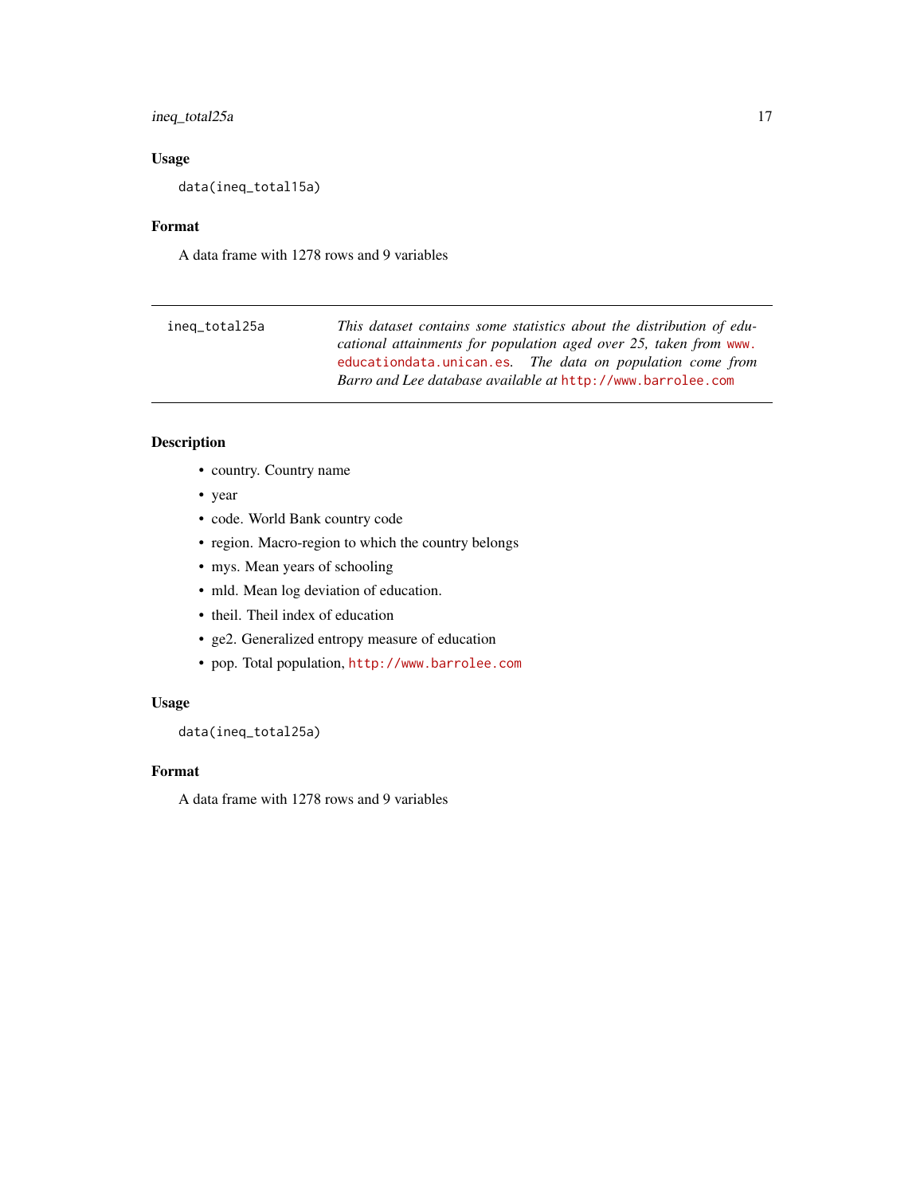### Usage

```
data(ineq_total15a)
```

### Format

A data frame with 1278 rows and 9 variables

---

| ineq_total25a | *This dataset contains some statistics about the distribution of educational attainments for population aged over 25, taken from* www.educationdata.unican.es. *The data on population come from Barro and Lee database available at* http://www.barrolee.com |
|---|---|

---

### Description

- country. Country name
- year
- code. World Bank country code
- region. Macro-region to which the country belongs
- mys. Mean years of schooling
- mld. Mean log deviation of education.
- theil. Theil index of education
- ge2. Generalized entropy measure of education
- pop. Total population, http://www.barrolee.com

### Usage

```
data(ineq_total25a)
```

### Format

A data frame with 1278 rows and 9 variables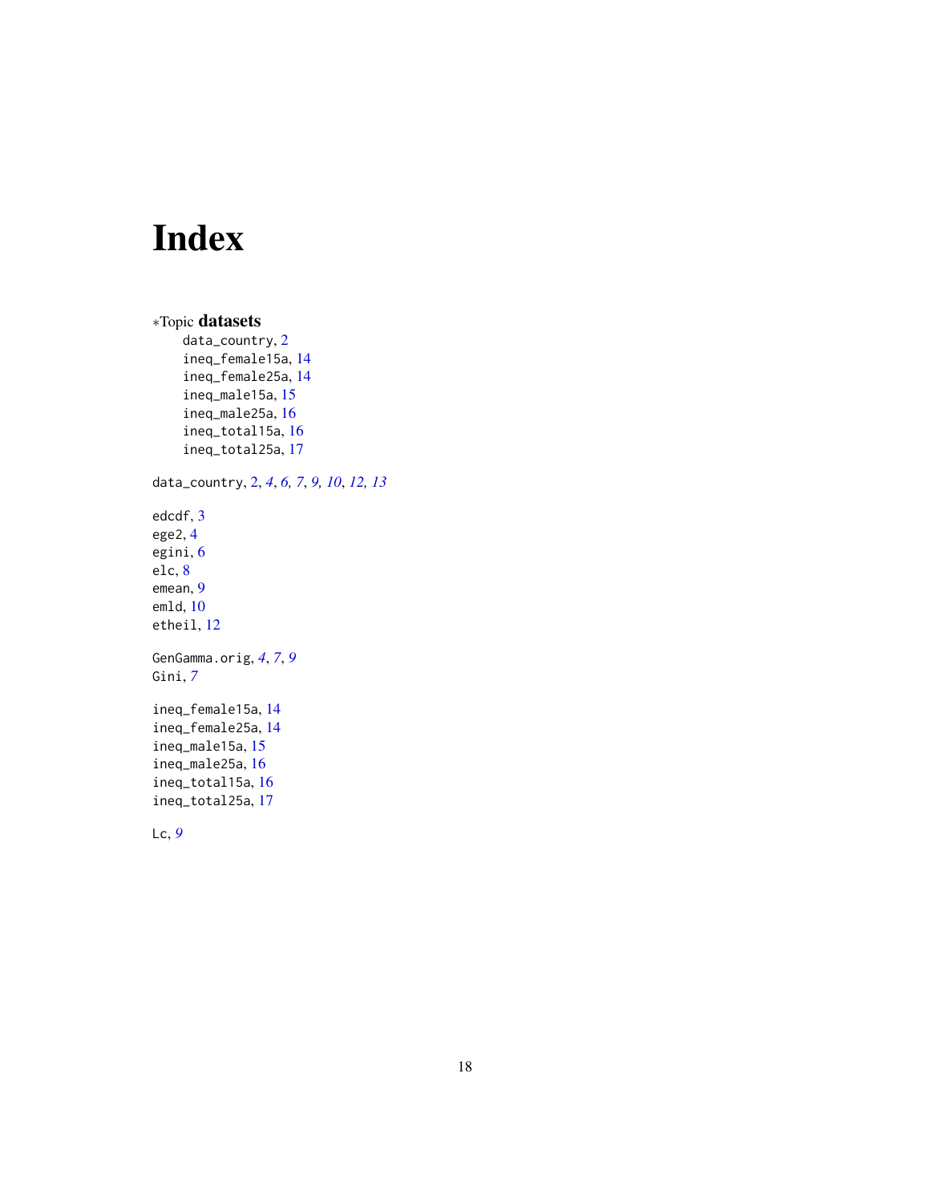# Index

*Topic **datasets**
- data_country, 2
- ineq_female15a, 14
- ineq_female25a, 14
- ineq_male15a, 15
- ineq_male25a, 16
- ineq_total15a, 16
- ineq_total25a, 17

data_country, 2, *4*, *6*, *7*, *9*, *10*, *12*, *13*

edcdf, 3
ege2, 4
egini, 6
elc, 8
emean, 9
emld, 10
etheil, 12

GenGamma.orig, *4*, *7*, *9*
Gini, *7*

ineq_female15a, 14
ineq_female25a, 14
ineq_male15a, 15
ineq_male25a, 16
ineq_total15a, 16
ineq_total25a, 17

Lc, *9*